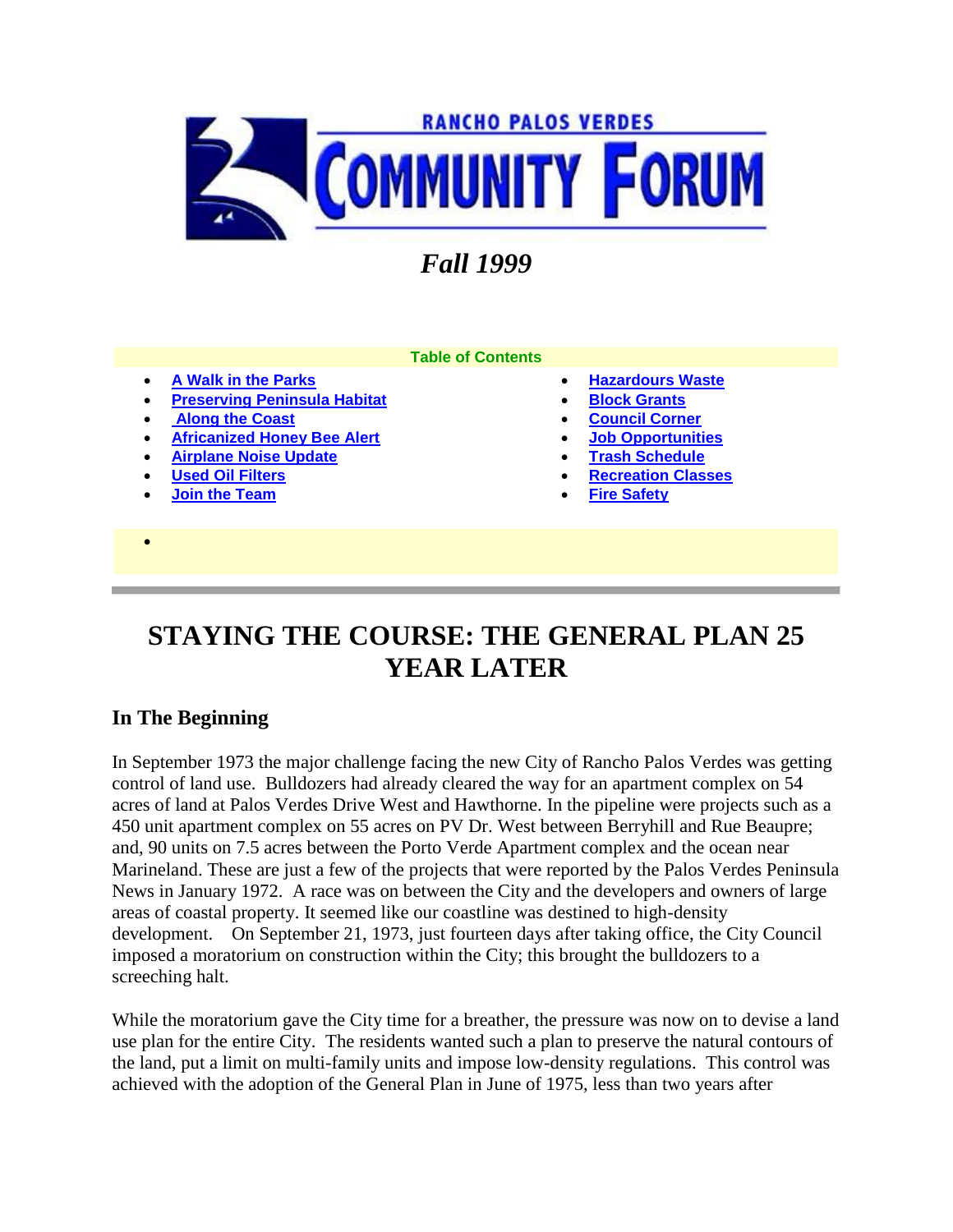# RANCHO PALOS VERDES COMMUNITY FORUM

*Fall 1999*

**Table of Contents**

- A Walk in the Parks
- Preserving Peninsula Habitat
- Along the Coast
- Africanized Honey Bee Alert
- Airplane Noise Update
- Used Oil Filters
- Join the Team
- Hazardours Waste
- Block Grants
- Council Corner
- Job Opportunities
- Trash Schedule
- Recreation Classes
- Fire Safety

# STAYING THE COURSE: THE GENERAL PLAN 25 YEAR LATER

## In The Beginning

In September 1973 the major challenge facing the new City of Rancho Palos Verdes was getting control of land use. Bulldozers had already cleared the way for an apartment complex on 54 acres of land at Palos Verdes Drive West and Hawthorne. In the pipeline were projects such as a 450 unit apartment complex on 55 acres on PV Dr. West between Berryhill and Rue Beaupre; and, 90 units on 7.5 acres between the Porto Verde Apartment complex and the ocean near Marineland. These are just a few of the projects that were reported by the Palos Verdes Peninsula News in January 1972. A race was on between the City and the developers and owners of large areas of coastal property. It seemed like our coastline was destined to high-density development. On September 21, 1973, just fourteen days after taking office, the City Council imposed a moratorium on construction within the City; this brought the bulldozers to a screeching halt.

While the moratorium gave the City time for a breather, the pressure was now on to devise a land use plan for the entire City. The residents wanted such a plan to preserve the natural contours of the land, put a limit on multi-family units and impose low-density regulations. This control was achieved with the adoption of the General Plan in June of 1975, less than two years after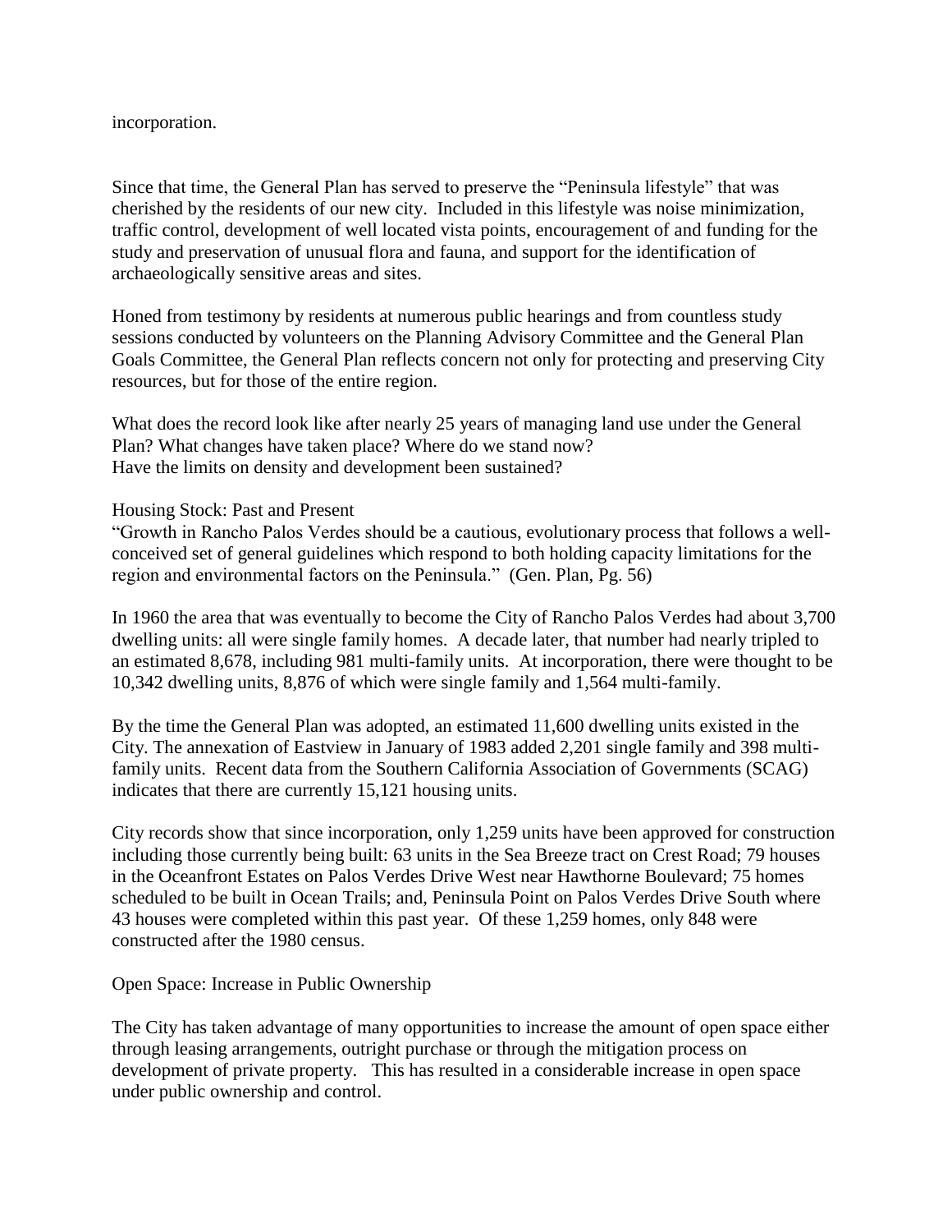incorporation.

Since that time, the General Plan has served to preserve the "Peninsula lifestyle" that was cherished by the residents of our new city. Included in this lifestyle was noise minimization, traffic control, development of well located vista points, encouragement of and funding for the study and preservation of unusual flora and fauna, and support for the identification of archaeologically sensitive areas and sites.

Honed from testimony by residents at numerous public hearings and from countless study sessions conducted by volunteers on the Planning Advisory Committee and the General Plan Goals Committee, the General Plan reflects concern not only for protecting and preserving City resources, but for those of the entire region.

What does the record look like after nearly 25 years of managing land use under the General Plan? What changes have taken place? Where do we stand now?
Have the limits on density and development been sustained?

## Housing Stock: Past and Present

"Growth in Rancho Palos Verdes should be a cautious, evolutionary process that follows a well-conceived set of general guidelines which respond to both holding capacity limitations for the region and environmental factors on the Peninsula." (Gen. Plan, Pg. 56)

In 1960 the area that was eventually to become the City of Rancho Palos Verdes had about 3,700 dwelling units: all were single family homes. A decade later, that number had nearly tripled to an estimated 8,678, including 981 multi-family units. At incorporation, there were thought to be 10,342 dwelling units, 8,876 of which were single family and 1,564 multi-family.

By the time the General Plan was adopted, an estimated 11,600 dwelling units existed in the City. The annexation of Eastview in January of 1983 added 2,201 single family and 398 multi-family units. Recent data from the Southern California Association of Governments (SCAG) indicates that there are currently 15,121 housing units.

City records show that since incorporation, only 1,259 units have been approved for construction including those currently being built: 63 units in the Sea Breeze tract on Crest Road; 79 houses in the Oceanfront Estates on Palos Verdes Drive West near Hawthorne Boulevard; 75 homes scheduled to be built in Ocean Trails; and, Peninsula Point on Palos Verdes Drive South where 43 houses were completed within this past year. Of these 1,259 homes, only 848 were constructed after the 1980 census.

## Open Space: Increase in Public Ownership

The City has taken advantage of many opportunities to increase the amount of open space either through leasing arrangements, outright purchase or through the mitigation process on development of private property. This has resulted in a considerable increase in open space under public ownership and control.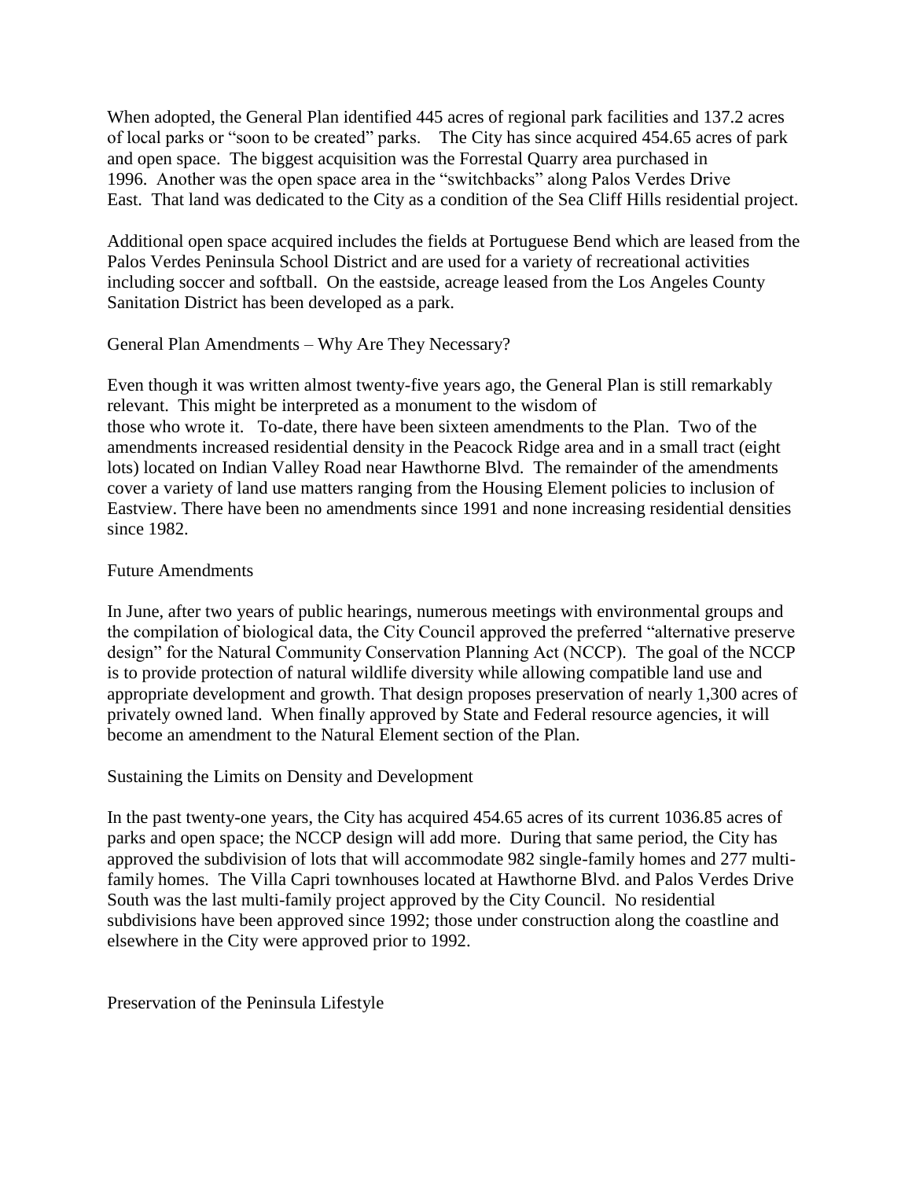When adopted, the General Plan identified 445 acres of regional park facilities and 137.2 acres of local parks or "soon to be created" parks. The City has since acquired 454.65 acres of park and open space. The biggest acquisition was the Forrestal Quarry area purchased in 1996. Another was the open space area in the "switchbacks" along Palos Verdes Drive East. That land was dedicated to the City as a condition of the Sea Cliff Hills residential project.

Additional open space acquired includes the fields at Portuguese Bend which are leased from the Palos Verdes Peninsula School District and are used for a variety of recreational activities including soccer and softball. On the eastside, acreage leased from the Los Angeles County Sanitation District has been developed as a park.

## General Plan Amendments – Why Are They Necessary?

Even though it was written almost twenty-five years ago, the General Plan is still remarkably relevant. This might be interpreted as a monument to the wisdom of those who wrote it. To-date, there have been sixteen amendments to the Plan. Two of the amendments increased residential density in the Peacock Ridge area and in a small tract (eight lots) located on Indian Valley Road near Hawthorne Blvd. The remainder of the amendments cover a variety of land use matters ranging from the Housing Element policies to inclusion of Eastview. There have been no amendments since 1991 and none increasing residential densities since 1982.

## Future Amendments

In June, after two years of public hearings, numerous meetings with environmental groups and the compilation of biological data, the City Council approved the preferred "alternative preserve design" for the Natural Community Conservation Planning Act (NCCP). The goal of the NCCP is to provide protection of natural wildlife diversity while allowing compatible land use and appropriate development and growth. That design proposes preservation of nearly 1,300 acres of privately owned land. When finally approved by State and Federal resource agencies, it will become an amendment to the Natural Element section of the Plan.

## Sustaining the Limits on Density and Development

In the past twenty-one years, the City has acquired 454.65 acres of its current 1036.85 acres of parks and open space; the NCCP design will add more. During that same period, the City has approved the subdivision of lots that will accommodate 982 single-family homes and 277 multi-family homes. The Villa Capri townhouses located at Hawthorne Blvd. and Palos Verdes Drive South was the last multi-family project approved by the City Council. No residential subdivisions have been approved since 1992; those under construction along the coastline and elsewhere in the City were approved prior to 1992.

## Preservation of the Peninsula Lifestyle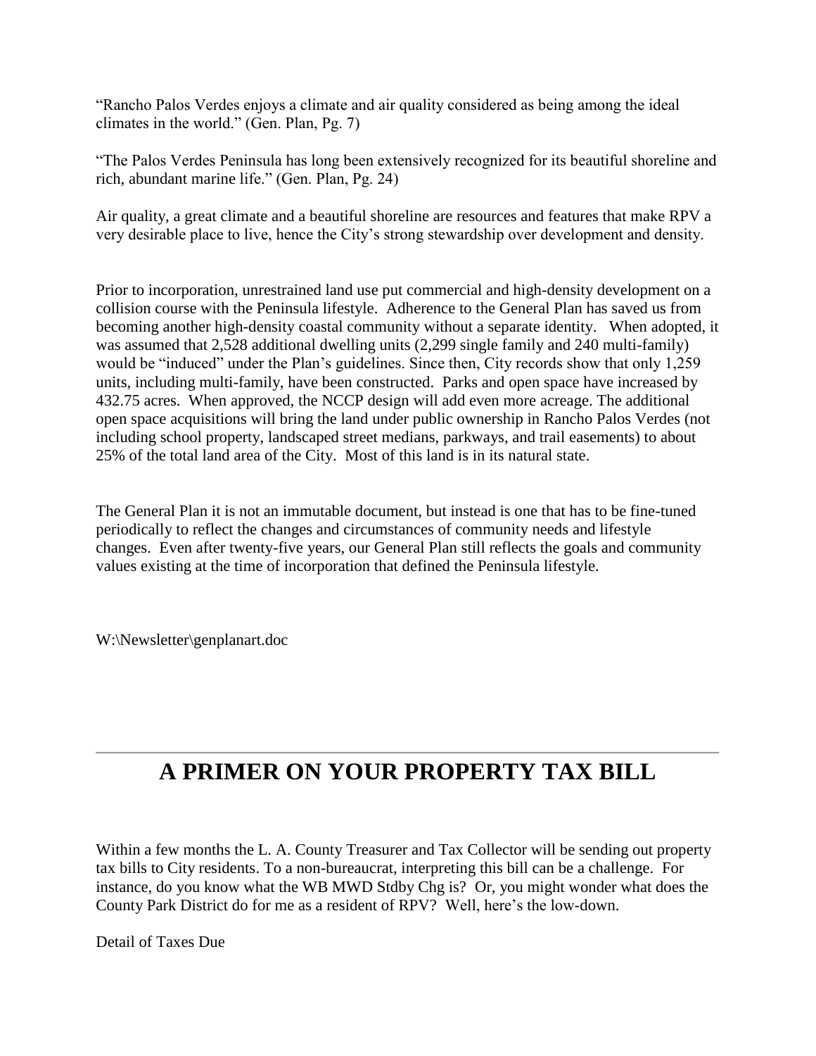"Rancho Palos Verdes enjoys a climate and air quality considered as being among the ideal climates in the world." (Gen. Plan, Pg. 7)

"The Palos Verdes Peninsula has long been extensively recognized for its beautiful shoreline and rich, abundant marine life." (Gen. Plan, Pg. 24)

Air quality, a great climate and a beautiful shoreline are resources and features that make RPV a very desirable place to live, hence the City's strong stewardship over development and density.

Prior to incorporation, unrestrained land use put commercial and high-density development on a collision course with the Peninsula lifestyle. Adherence to the General Plan has saved us from becoming another high-density coastal community without a separate identity. When adopted, it was assumed that 2,528 additional dwelling units (2,299 single family and 240 multi-family) would be "induced" under the Plan's guidelines. Since then, City records show that only 1,259 units, including multi-family, have been constructed. Parks and open space have increased by 432.75 acres. When approved, the NCCP design will add even more acreage. The additional open space acquisitions will bring the land under public ownership in Rancho Palos Verdes (not including school property, landscaped street medians, parkways, and trail easements) to about 25% of the total land area of the City. Most of this land is in its natural state.

The General Plan it is not an immutable document, but instead is one that has to be fine-tuned periodically to reflect the changes and circumstances of community needs and lifestyle changes. Even after twenty-five years, our General Plan still reflects the goals and community values existing at the time of incorporation that defined the Peninsula lifestyle.

W:\Newsletter\genplanart.doc

---

# A PRIMER ON YOUR PROPERTY TAX BILL

Within a few months the L. A. County Treasurer and Tax Collector will be sending out property tax bills to City residents. To a non-bureaucrat, interpreting this bill can be a challenge. For instance, do you know what the WB MWD Stdby Chg is? Or, you might wonder what does the County Park District do for me as a resident of RPV? Well, here's the low-down.

Detail of Taxes Due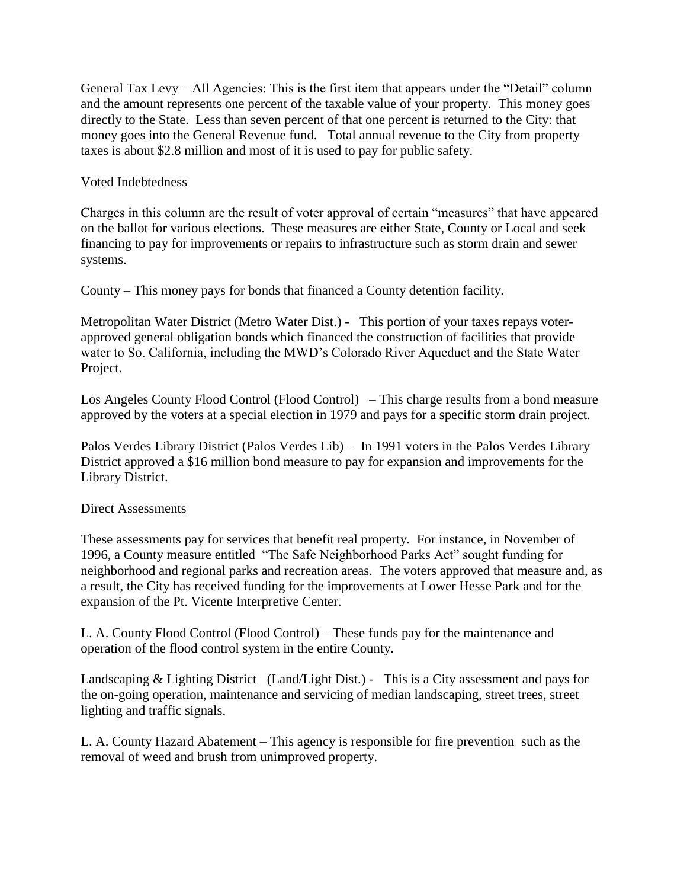General Tax Levy – All Agencies: This is the first item that appears under the "Detail" column and the amount represents one percent of the taxable value of your property. This money goes directly to the State. Less than seven percent of that one percent is returned to the City: that money goes into the General Revenue fund. Total annual revenue to the City from property taxes is about $2.8 million and most of it is used to pay for public safety.

Voted Indebtedness

Charges in this column are the result of voter approval of certain "measures" that have appeared on the ballot for various elections. These measures are either State, County or Local and seek financing to pay for improvements or repairs to infrastructure such as storm drain and sewer systems.

County – This money pays for bonds that financed a County detention facility.

Metropolitan Water District (Metro Water Dist.) - This portion of your taxes repays voter-approved general obligation bonds which financed the construction of facilities that provide water to So. California, including the MWD's Colorado River Aqueduct and the State Water Project.

Los Angeles County Flood Control (Flood Control) – This charge results from a bond measure approved by the voters at a special election in 1979 and pays for a specific storm drain project.

Palos Verdes Library District (Palos Verdes Lib) – In 1991 voters in the Palos Verdes Library District approved a $16 million bond measure to pay for expansion and improvements for the Library District.

Direct Assessments

These assessments pay for services that benefit real property. For instance, in November of 1996, a County measure entitled "The Safe Neighborhood Parks Act" sought funding for neighborhood and regional parks and recreation areas. The voters approved that measure and, as a result, the City has received funding for the improvements at Lower Hesse Park and for the expansion of the Pt. Vicente Interpretive Center.

L. A. County Flood Control (Flood Control) – These funds pay for the maintenance and operation of the flood control system in the entire County.

Landscaping & Lighting District (Land/Light Dist.) - This is a City assessment and pays for the on-going operation, maintenance and servicing of median landscaping, street trees, street lighting and traffic signals.

L. A. County Hazard Abatement – This agency is responsible for fire prevention such as the removal of weed and brush from unimproved property.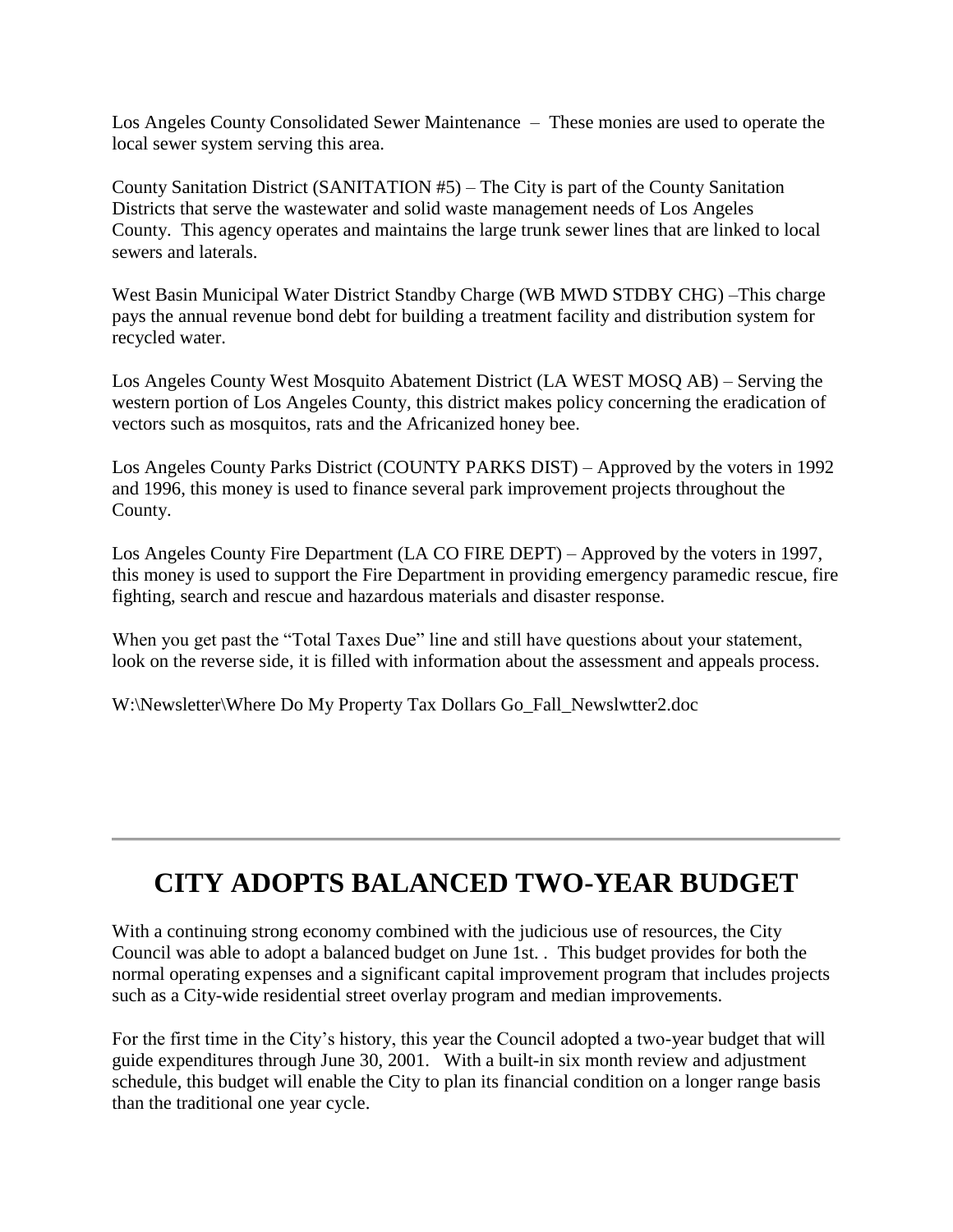Los Angeles County Consolidated Sewer Maintenance – These monies are used to operate the local sewer system serving this area.

County Sanitation District (SANITATION #5) – The City is part of the County Sanitation Districts that serve the wastewater and solid waste management needs of Los Angeles County. This agency operates and maintains the large trunk sewer lines that are linked to local sewers and laterals.

West Basin Municipal Water District Standby Charge (WB MWD STDBY CHG) –This charge pays the annual revenue bond debt for building a treatment facility and distribution system for recycled water.

Los Angeles County West Mosquito Abatement District (LA WEST MOSQ AB) – Serving the western portion of Los Angeles County, this district makes policy concerning the eradication of vectors such as mosquitos, rats and the Africanized honey bee.

Los Angeles County Parks District (COUNTY PARKS DIST) – Approved by the voters in 1992 and 1996, this money is used to finance several park improvement projects throughout the County.

Los Angeles County Fire Department (LA CO FIRE DEPT) – Approved by the voters in 1997, this money is used to support the Fire Department in providing emergency paramedic rescue, fire fighting, search and rescue and hazardous materials and disaster response.

When you get past the "Total Taxes Due" line and still have questions about your statement, look on the reverse side, it is filled with information about the assessment and appeals process.

W:\Newsletter\Where Do My Property Tax Dollars Go_Fall_Newslwtter2.doc

---

# CITY ADOPTS BALANCED TWO-YEAR BUDGET

With a continuing strong economy combined with the judicious use of resources, the City Council was able to adopt a balanced budget on June 1st. . This budget provides for both the normal operating expenses and a significant capital improvement program that includes projects such as a City-wide residential street overlay program and median improvements.

For the first time in the City's history, this year the Council adopted a two-year budget that will guide expenditures through June 30, 2001. With a built-in six month review and adjustment schedule, this budget will enable the City to plan its financial condition on a longer range basis than the traditional one year cycle.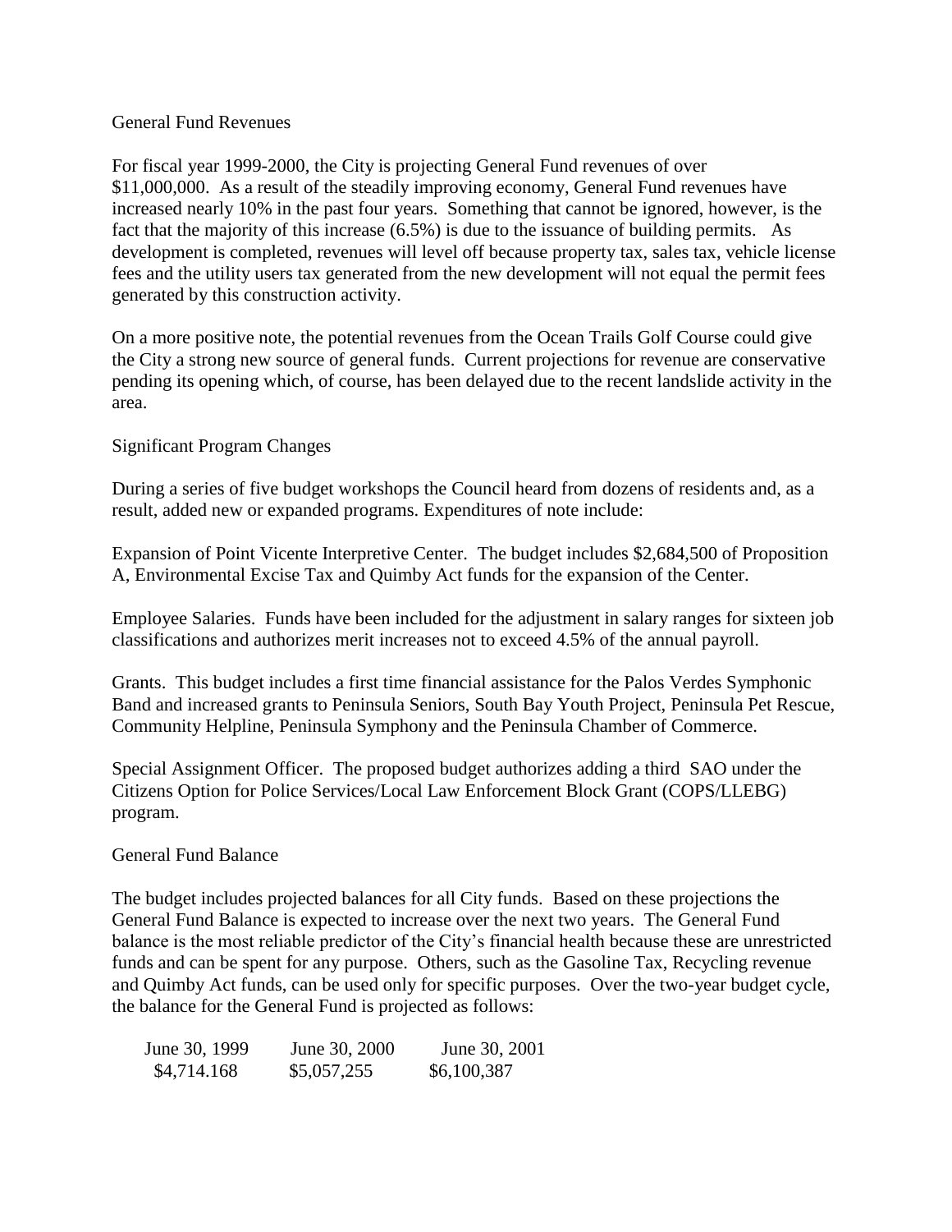## General Fund Revenues

For fiscal year 1999-2000, the City is projecting General Fund revenues of over \$11,000,000. As a result of the steadily improving economy, General Fund revenues have increased nearly 10% in the past four years. Something that cannot be ignored, however, is the fact that the majority of this increase (6.5%) is due to the issuance of building permits. As development is completed, revenues will level off because property tax, sales tax, vehicle license fees and the utility users tax generated from the new development will not equal the permit fees generated by this construction activity.

On a more positive note, the potential revenues from the Ocean Trails Golf Course could give the City a strong new source of general funds. Current projections for revenue are conservative pending its opening which, of course, has been delayed due to the recent landslide activity in the area.

## Significant Program Changes

During a series of five budget workshops the Council heard from dozens of residents and, as a result, added new or expanded programs. Expenditures of note include:

Expansion of Point Vicente Interpretive Center. The budget includes \$2,684,500 of Proposition A, Environmental Excise Tax and Quimby Act funds for the expansion of the Center.

Employee Salaries. Funds have been included for the adjustment in salary ranges for sixteen job classifications and authorizes merit increases not to exceed 4.5% of the annual payroll.

Grants. This budget includes a first time financial assistance for the Palos Verdes Symphonic Band and increased grants to Peninsula Seniors, South Bay Youth Project, Peninsula Pet Rescue, Community Helpline, Peninsula Symphony and the Peninsula Chamber of Commerce.

Special Assignment Officer. The proposed budget authorizes adding a third SAO under the Citizens Option for Police Services/Local Law Enforcement Block Grant (COPS/LLEBG) program.

## General Fund Balance

The budget includes projected balances for all City funds. Based on these projections the General Fund Balance is expected to increase over the next two years. The General Fund balance is the most reliable predictor of the City's financial health because these are unrestricted funds and can be spent for any purpose. Others, such as the Gasoline Tax, Recycling revenue and Quimby Act funds, can be used only for specific purposes. Over the two-year budget cycle, the balance for the General Fund is projected as follows:

| June 30, 1999 | June 30, 2000 | June 30, 2001 |
|---|---|---|
| \$4,714.168 | \$5,057,255 | \$6,100,387 |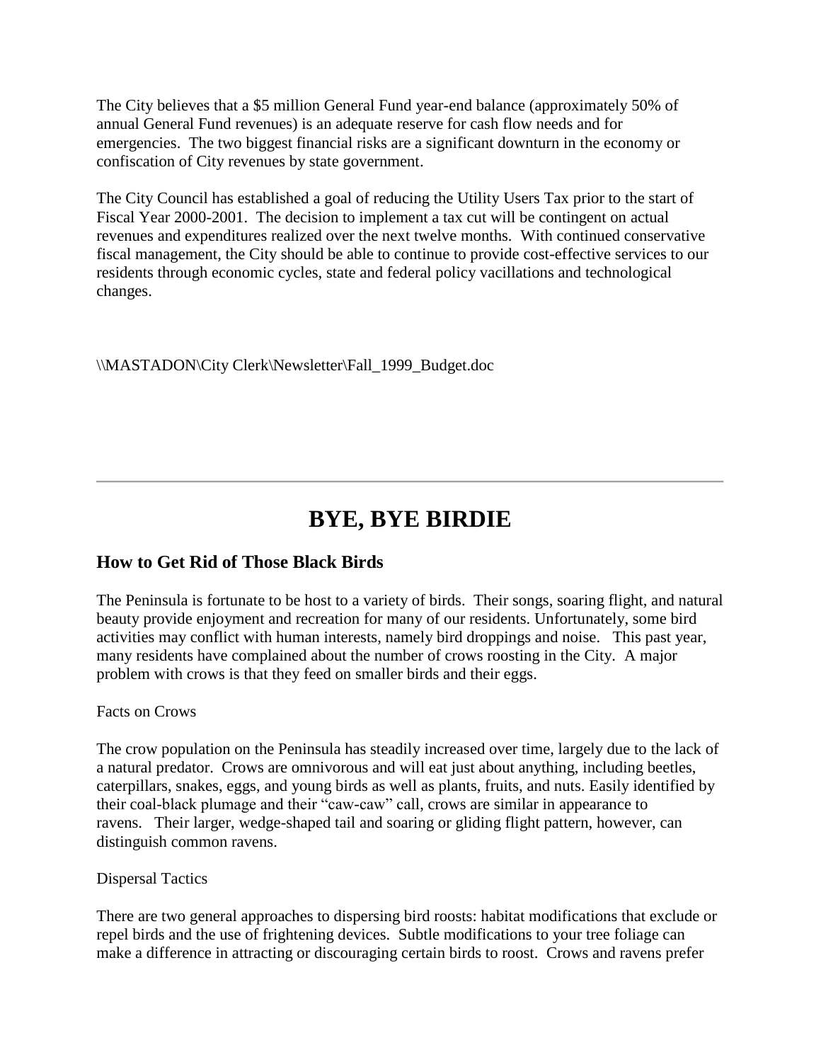The City believes that a $5 million General Fund year-end balance (approximately 50% of annual General Fund revenues) is an adequate reserve for cash flow needs and for emergencies. The two biggest financial risks are a significant downturn in the economy or confiscation of City revenues by state government.

The City Council has established a goal of reducing the Utility Users Tax prior to the start of Fiscal Year 2000-2001. The decision to implement a tax cut will be contingent on actual revenues and expenditures realized over the next twelve months. With continued conservative fiscal management, the City should be able to continue to provide cost-effective services to our residents through economic cycles, state and federal policy vacillations and technological changes.

\\MASTADON\City Clerk\Newsletter\Fall_1999_Budget.doc

---

# BYE, BYE BIRDIE

## How to Get Rid of Those Black Birds

The Peninsula is fortunate to be host to a variety of birds. Their songs, soaring flight, and natural beauty provide enjoyment and recreation for many of our residents. Unfortunately, some bird activities may conflict with human interests, namely bird droppings and noise. This past year, many residents have complained about the number of crows roosting in the City. A major problem with crows is that they feed on smaller birds and their eggs.

Facts on Crows

The crow population on the Peninsula has steadily increased over time, largely due to the lack of a natural predator. Crows are omnivorous and will eat just about anything, including beetles, caterpillars, snakes, eggs, and young birds as well as plants, fruits, and nuts. Easily identified by their coal-black plumage and their "caw-caw" call, crows are similar in appearance to ravens. Their larger, wedge-shaped tail and soaring or gliding flight pattern, however, can distinguish common ravens.

Dispersal Tactics

There are two general approaches to dispersing bird roosts: habitat modifications that exclude or repel birds and the use of frightening devices. Subtle modifications to your tree foliage can make a difference in attracting or discouraging certain birds to roost. Crows and ravens prefer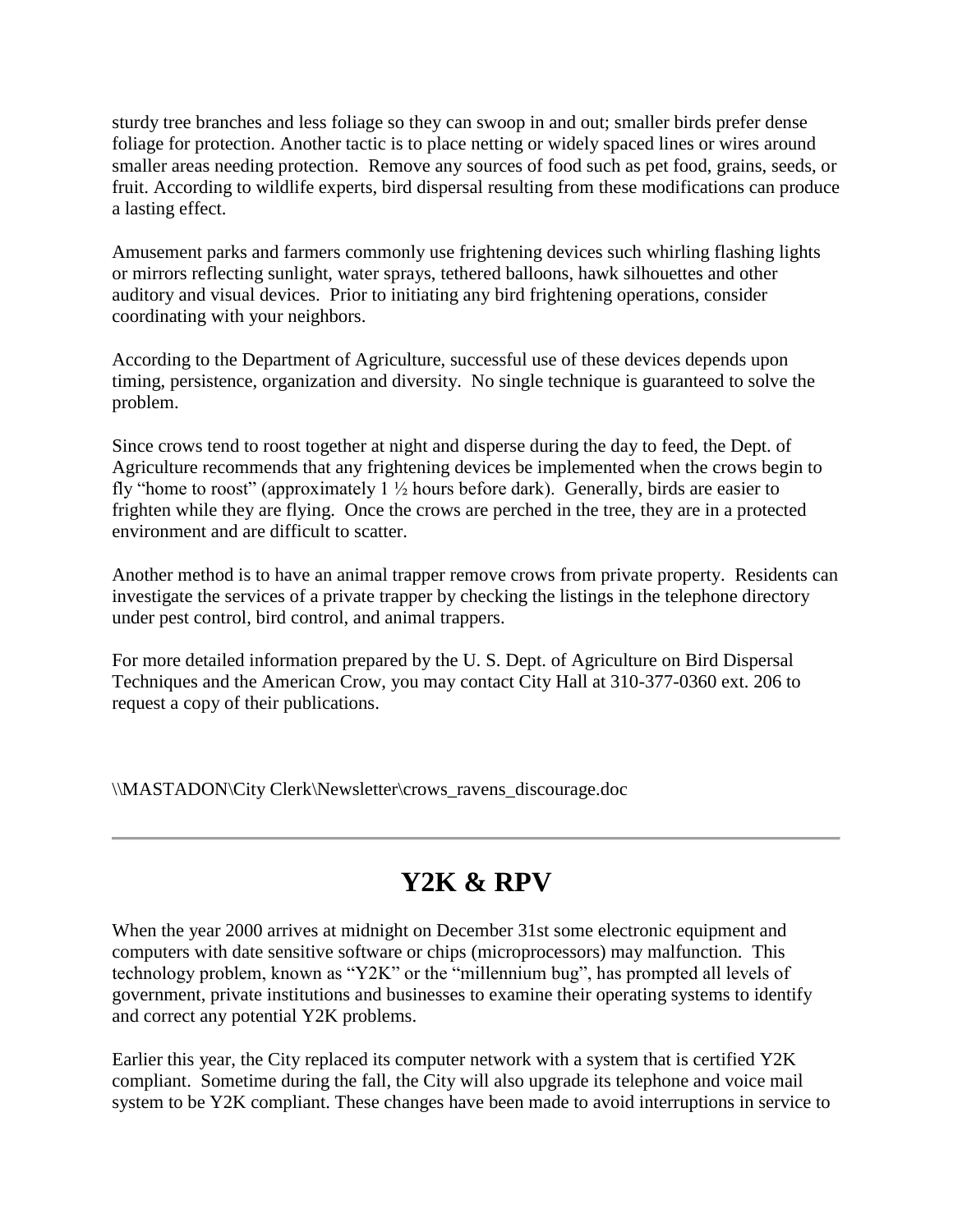sturdy tree branches and less foliage so they can swoop in and out; smaller birds prefer dense foliage for protection. Another tactic is to place netting or widely spaced lines or wires around smaller areas needing protection. Remove any sources of food such as pet food, grains, seeds, or fruit. According to wildlife experts, bird dispersal resulting from these modifications can produce a lasting effect.

Amusement parks and farmers commonly use frightening devices such whirling flashing lights or mirrors reflecting sunlight, water sprays, tethered balloons, hawk silhouettes and other auditory and visual devices. Prior to initiating any bird frightening operations, consider coordinating with your neighbors.

According to the Department of Agriculture, successful use of these devices depends upon timing, persistence, organization and diversity. No single technique is guaranteed to solve the problem.

Since crows tend to roost together at night and disperse during the day to feed, the Dept. of Agriculture recommends that any frightening devices be implemented when the crows begin to fly "home to roost" (approximately 1 ½ hours before dark). Generally, birds are easier to frighten while they are flying. Once the crows are perched in the tree, they are in a protected environment and are difficult to scatter.

Another method is to have an animal trapper remove crows from private property. Residents can investigate the services of a private trapper by checking the listings in the telephone directory under pest control, bird control, and animal trappers.

For more detailed information prepared by the U. S. Dept. of Agriculture on Bird Dispersal Techniques and the American Crow, you may contact City Hall at 310-377-0360 ext. 206 to request a copy of their publications.

\\MASTADON\City Clerk\Newsletter\crows_ravens_discourage.doc

---

# Y2K & RPV

When the year 2000 arrives at midnight on December 31st some electronic equipment and computers with date sensitive software or chips (microprocessors) may malfunction. This technology problem, known as "Y2K" or the "millennium bug", has prompted all levels of government, private institutions and businesses to examine their operating systems to identify and correct any potential Y2K problems.

Earlier this year, the City replaced its computer network with a system that is certified Y2K compliant. Sometime during the fall, the City will also upgrade its telephone and voice mail system to be Y2K compliant. These changes have been made to avoid interruptions in service to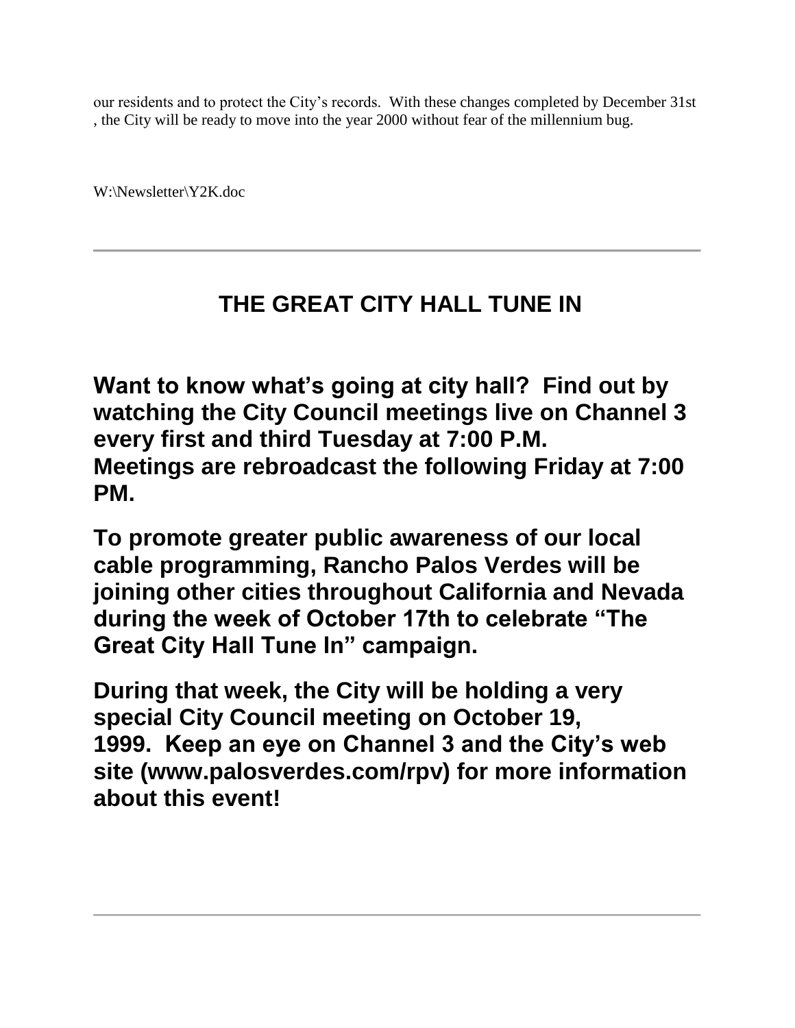our residents and to protect the City's records. With these changes completed by December 31st , the City will be ready to move into the year 2000 without fear of the millennium bug.

W:\Newsletter\Y2K.doc

---

## THE GREAT CITY HALL TUNE IN

**Want to know what's going at city hall? Find out by watching the City Council meetings live on Channel 3 every first and third Tuesday at 7:00 P.M. Meetings are rebroadcast the following Friday at 7:00 PM.**

**To promote greater public awareness of our local cable programming, Rancho Palos Verdes will be joining other cities throughout California and Nevada during the week of October 17th to celebrate "The Great City Hall Tune In" campaign.**

**During that week, the City will be holding a very special City Council meeting on October 19, 1999. Keep an eye on Channel 3 and the City's web site (www.palosverdes.com/rpv) for more information about this event!**

---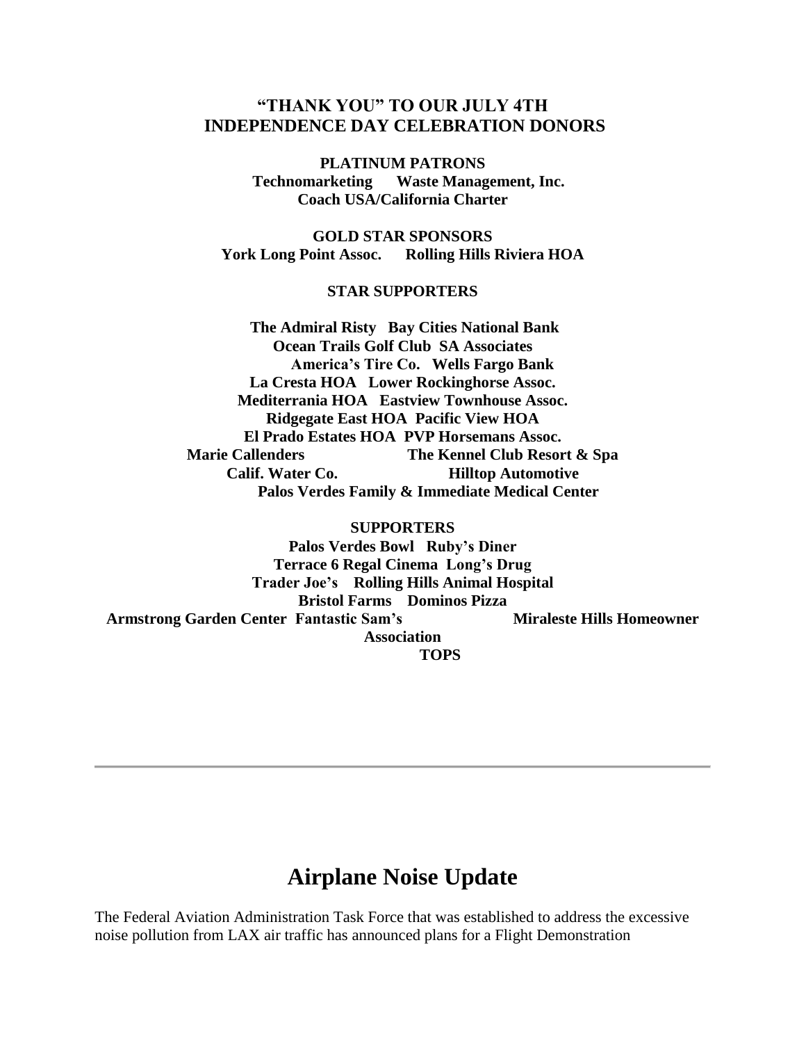**"THANK YOU" TO OUR JULY 4TH INDEPENDENCE DAY CELEBRATION DONORS**

**PLATINUM PATRONS**

**Technomarketing Waste Management, Inc.**
**Coach USA/California Charter**

**GOLD STAR SPONSORS**

**York Long Point Assoc. Rolling Hills Riviera HOA**

**STAR SUPPORTERS**

**The Admiral Risty Bay Cities National Bank**
**Ocean Trails Golf Club SA Associates**
**America's Tire Co. Wells Fargo Bank**
**La Cresta HOA Lower Rockinghorse Assoc.**
**Mediterrania HOA Eastview Townhouse Assoc.**
**Ridgegate East HOA Pacific View HOA**
**El Prado Estates HOA PVP Horsemans Assoc.**
**Marie Callenders The Kennel Club Resort & Spa**
**Calif. Water Co. Hilltop Automotive**
**Palos Verdes Family & Immediate Medical Center**

**SUPPORTERS**

**Palos Verdes Bowl Ruby's Diner**
**Terrace 6 Regal Cinema Long's Drug**
**Trader Joe's Rolling Hills Animal Hospital**
**Bristol Farms Dominos Pizza**
**Armstrong Garden Center Fantastic Sam's Miraleste Hills Homeowner Association**
**TOPS**

---

# Airplane Noise Update

The Federal Aviation Administration Task Force that was established to address the excessive noise pollution from LAX air traffic has announced plans for a Flight Demonstration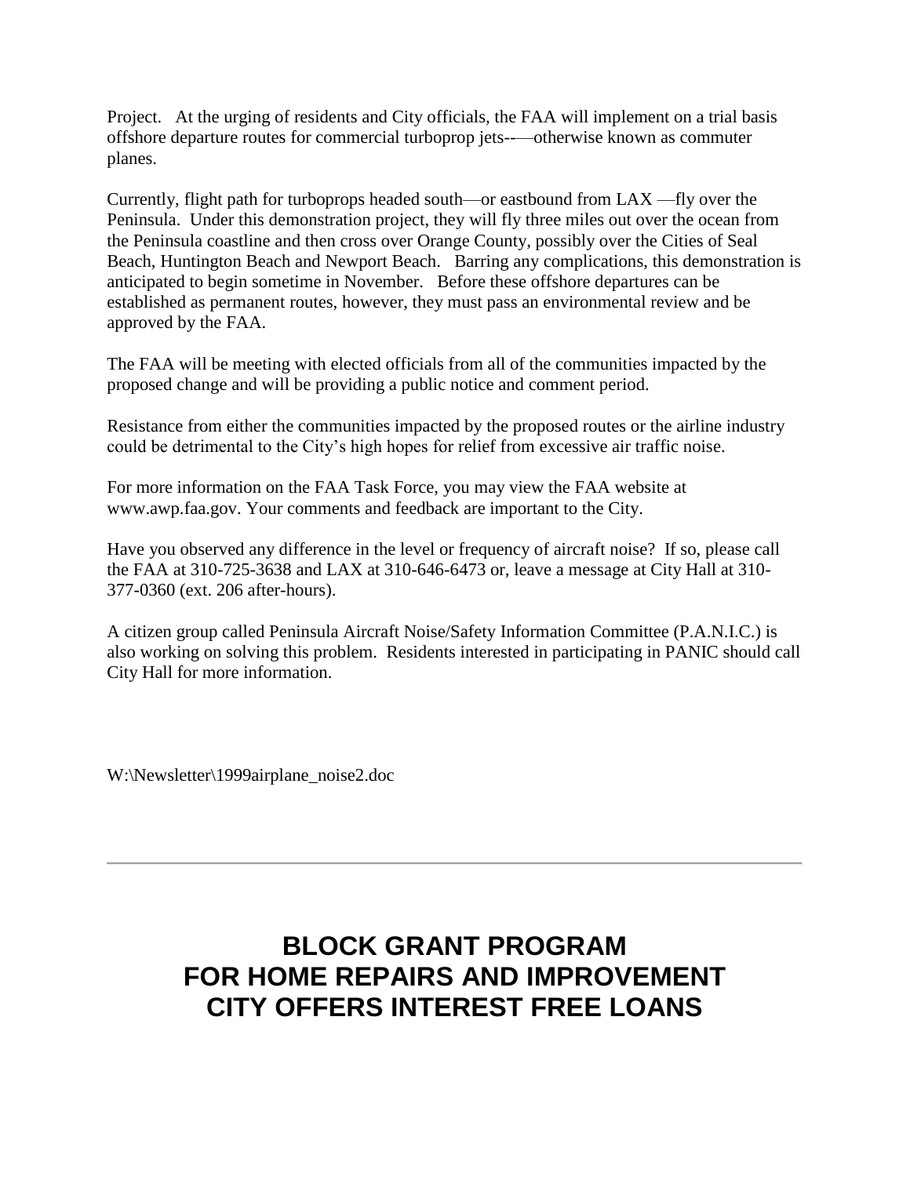Project. At the urging of residents and City officials, the FAA will implement on a trial basis offshore departure routes for commercial turboprop jets-—–otherwise known as commuter planes.

Currently, flight path for turboprops headed south—or eastbound from LAX —fly over the Peninsula. Under this demonstration project, they will fly three miles out over the ocean from the Peninsula coastline and then cross over Orange County, possibly over the Cities of Seal Beach, Huntington Beach and Newport Beach. Barring any complications, this demonstration is anticipated to begin sometime in November. Before these offshore departures can be established as permanent routes, however, they must pass an environmental review and be approved by the FAA.

The FAA will be meeting with elected officials from all of the communities impacted by the proposed change and will be providing a public notice and comment period.

Resistance from either the communities impacted by the proposed routes or the airline industry could be detrimental to the City's high hopes for relief from excessive air traffic noise.

For more information on the FAA Task Force, you may view the FAA website at www.awp.faa.gov. Your comments and feedback are important to the City.

Have you observed any difference in the level or frequency of aircraft noise? If so, please call the FAA at 310-725-3638 and LAX at 310-646-6473 or, leave a message at City Hall at 310-377-0360 (ext. 206 after-hours).

A citizen group called Peninsula Aircraft Noise/Safety Information Committee (P.A.N.I.C.) is also working on solving this problem. Residents interested in participating in PANIC should call City Hall for more information.

W:\Newsletter\1999airplane_noise2.doc

---

# BLOCK GRANT PROGRAM FOR HOME REPAIRS AND IMPROVEMENT CITY OFFERS INTEREST FREE LOANS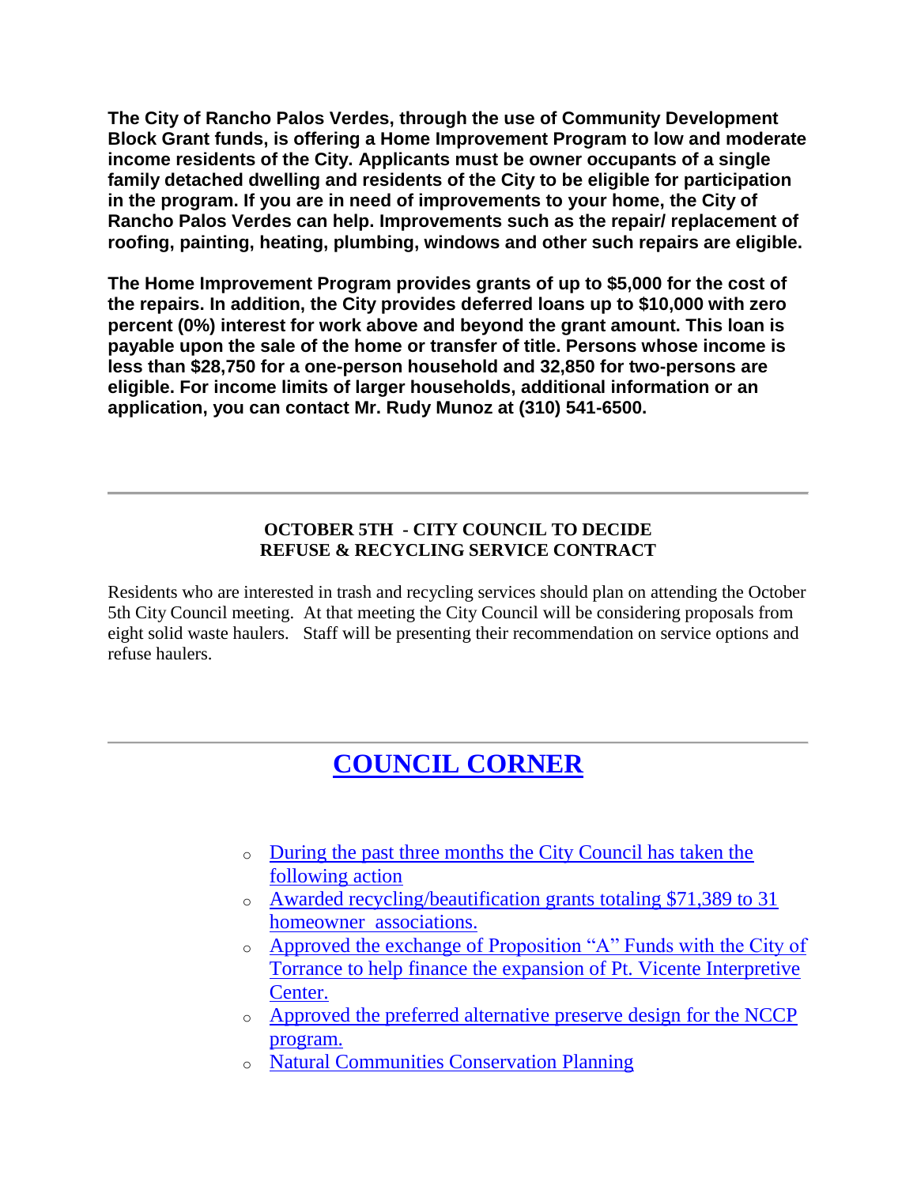**The City of Rancho Palos Verdes, through the use of Community Development Block Grant funds, is offering a Home Improvement Program to low and moderate income residents of the City. Applicants must be owner occupants of a single family detached dwelling and residents of the City to be eligible for participation in the program. If you are in need of improvements to your home, the City of Rancho Palos Verdes can help. Improvements such as the repair/ replacement of roofing, painting, heating, plumbing, windows and other such repairs are eligible.**

**The Home Improvement Program provides grants of up to $5,000 for the cost of the repairs. In addition, the City provides deferred loans up to $10,000 with zero percent (0%) interest for work above and beyond the grant amount. This loan is payable upon the sale of the home or transfer of title. Persons whose income is less than $28,750 for a one-person household and 32,850 for two-persons are eligible. For income limits of larger households, additional information or an application, you can contact Mr. Rudy Munoz at (310) 541-6500.**

---

**OCTOBER 5TH - CITY COUNCIL TO DECIDE REFUSE & RECYCLING SERVICE CONTRACT**

Residents who are interested in trash and recycling services should plan on attending the October 5th City Council meeting. At that meeting the City Council will be considering proposals from eight solid waste haulers. Staff will be presenting their recommendation on service options and refuse haulers.

---

## COUNCIL CORNER

- During the past three months the City Council has taken the following action
- Awarded recycling/beautification grants totaling $71,389 to 31 homeowner associations.
- Approved the exchange of Proposition "A" Funds with the City of Torrance to help finance the expansion of Pt. Vicente Interpretive Center.
- Approved the preferred alternative preserve design for the NCCP program.
- Natural Communities Conservation Planning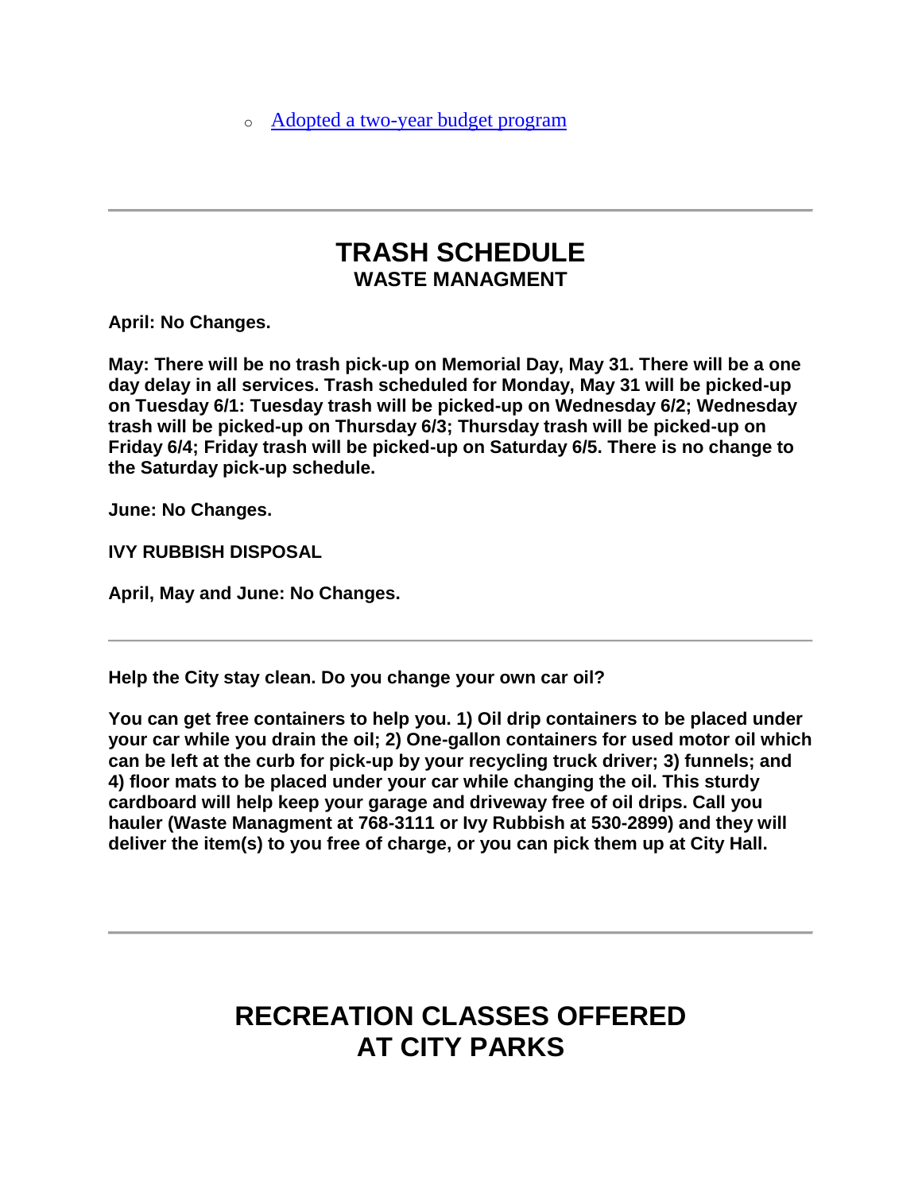- Adopted a two-year budget program

---

## TRASH SCHEDULE
### WASTE MANAGMENT

**April: No Changes.**

**May: There will be no trash pick-up on Memorial Day, May 31. There will be a one day delay in all services. Trash scheduled for Monday, May 31 will be picked-up on Tuesday 6/1: Tuesday trash will be picked-up on Wednesday 6/2; Wednesday trash will be picked-up on Thursday 6/3; Thursday trash will be picked-up on Friday 6/4; Friday trash will be picked-up on Saturday 6/5. There is no change to the Saturday pick-up schedule.**

**June: No Changes.**

**IVY RUBBISH DISPOSAL**

**April, May and June: No Changes.**

---

**Help the City stay clean. Do you change your own car oil?**

**You can get free containers to help you. 1) Oil drip containers to be placed under your car while you drain the oil; 2) One-gallon containers for used motor oil which can be left at the curb for pick-up by your recycling truck driver; 3) funnels; and 4) floor mats to be placed under your car while changing the oil. This sturdy cardboard will help keep your garage and driveway free of oil drips. Call you hauler (Waste Managment at 768-3111 or Ivy Rubbish at 530-2899) and they will deliver the item(s) to you free of charge, or you can pick them up at City Hall.**

---

## RECREATION CLASSES OFFERED AT CITY PARKS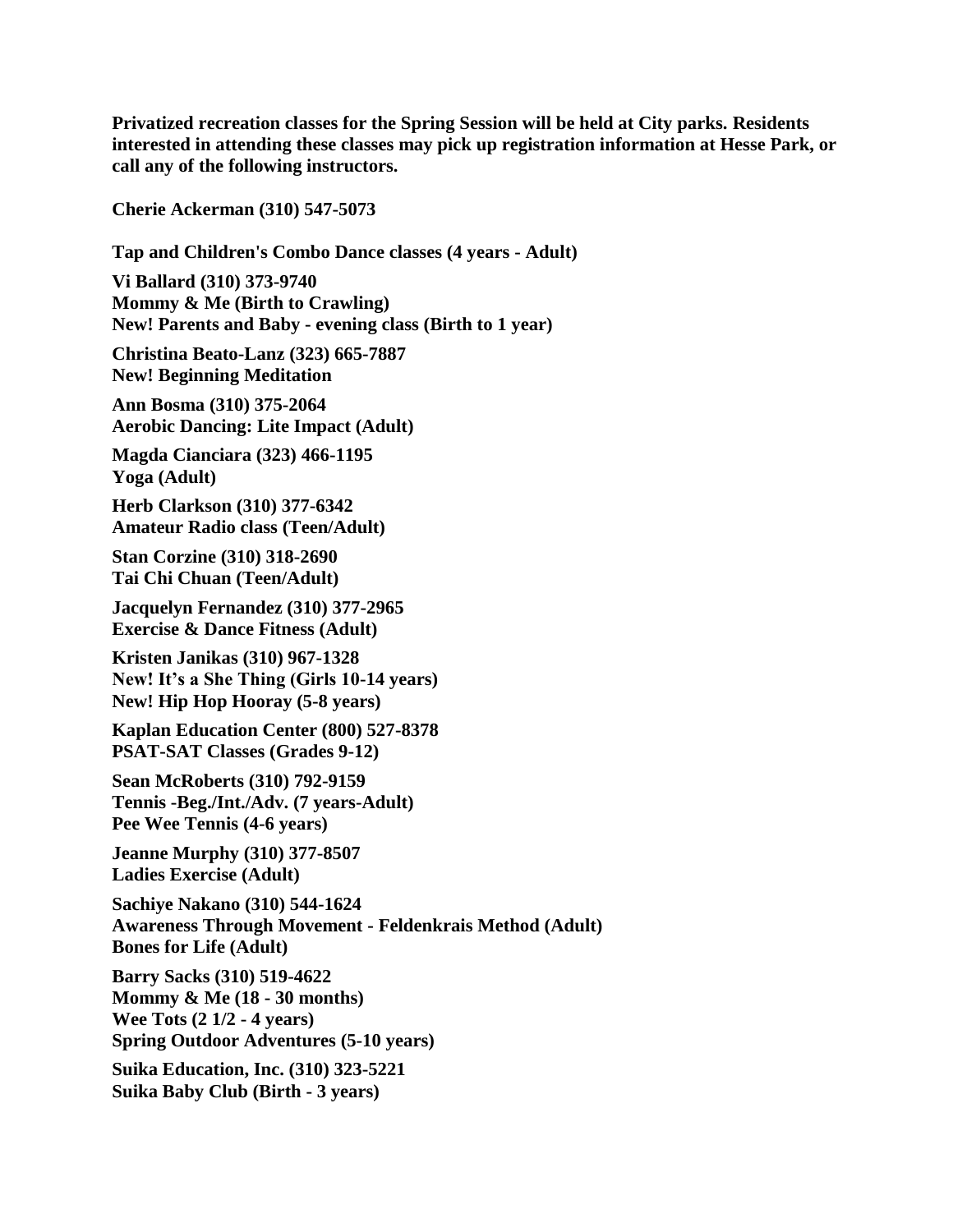**Privatized recreation classes for the Spring Session will be held at City parks. Residents interested in attending these classes may pick up registration information at Hesse Park, or call any of the following instructors.**

**Cherie Ackerman (310) 547-5073**

**Tap and Children's Combo Dance classes (4 years - Adult)**

**Vi Ballard (310) 373-9740**
**Mommy & Me (Birth to Crawling)**
**New! Parents and Baby - evening class (Birth to 1 year)**

**Christina Beato-Lanz (323) 665-7887**
**New! Beginning Meditation**

**Ann Bosma (310) 375-2064**
**Aerobic Dancing: Lite Impact (Adult)**

**Magda Cianciara (323) 466-1195**
**Yoga (Adult)**

**Herb Clarkson (310) 377-6342**
**Amateur Radio class (Teen/Adult)**

**Stan Corzine (310) 318-2690**
**Tai Chi Chuan (Teen/Adult)**

**Jacquelyn Fernandez (310) 377-2965**
**Exercise & Dance Fitness (Adult)**

**Kristen Janikas (310) 967-1328**
**New! It's a She Thing (Girls 10-14 years)**
**New! Hip Hop Hooray (5-8 years)**

**Kaplan Education Center (800) 527-8378**
**PSAT-SAT Classes (Grades 9-12)**

**Sean McRoberts (310) 792-9159**
**Tennis -Beg./Int./Adv. (7 years-Adult)**
**Pee Wee Tennis (4-6 years)**

**Jeanne Murphy (310) 377-8507**
**Ladies Exercise (Adult)**

**Sachiye Nakano (310) 544-1624**
**Awareness Through Movement - Feldenkrais Method (Adult)**
**Bones for Life (Adult)**

**Barry Sacks (310) 519-4622**
**Mommy & Me (18 - 30 months)**
**Wee Tots (2 1/2 - 4 years)**
**Spring Outdoor Adventures (5-10 years)**

**Suika Education, Inc. (310) 323-5221**
**Suika Baby Club (Birth - 3 years)**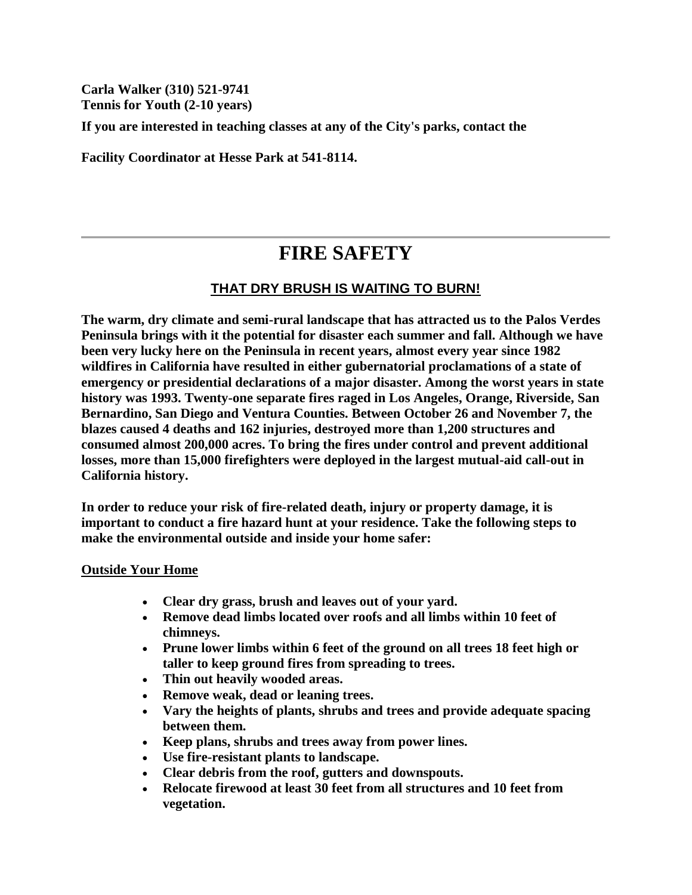**Carla Walker (310) 521-9741**
**Tennis for Youth (2-10 years)**

**If you are interested in teaching classes at any of the City's parks, contact the**

**Facility Coordinator at Hesse Park at 541-8114.**

---

# FIRE SAFETY

## THAT DRY BRUSH IS WAITING TO BURN!

**The warm, dry climate and semi-rural landscape that has attracted us to the Palos Verdes Peninsula brings with it the potential for disaster each summer and fall. Although we have been very lucky here on the Peninsula in recent years, almost every year since 1982 wildfires in California have resulted in either gubernatorial proclamations of a state of emergency or presidential declarations of a major disaster. Among the worst years in state history was 1993. Twenty-one separate fires raged in Los Angeles, Orange, Riverside, San Bernardino, San Diego and Ventura Counties. Between October 26 and November 7, the blazes caused 4 deaths and 162 injuries, destroyed more than 1,200 structures and consumed almost 200,000 acres. To bring the fires under control and prevent additional losses, more than 15,000 firefighters were deployed in the largest mutual-aid call-out in California history.**

**In order to reduce your risk of fire-related death, injury or property damage, it is important to conduct a fire hazard hunt at your residence. Take the following steps to make the environmental outside and inside your home safer:**

**Outside Your Home**

- **Clear dry grass, brush and leaves out of your yard.**
- **Remove dead limbs located over roofs and all limbs within 10 feet of chimneys.**
- **Prune lower limbs within 6 feet of the ground on all trees 18 feet high or taller to keep ground fires from spreading to trees.**
- **Thin out heavily wooded areas.**
- **Remove weak, dead or leaning trees.**
- **Vary the heights of plants, shrubs and trees and provide adequate spacing between them.**
- **Keep plans, shrubs and trees away from power lines.**
- **Use fire-resistant plants to landscape.**
- **Clear debris from the roof, gutters and downspouts.**
- **Relocate firewood at least 30 feet from all structures and 10 feet from vegetation.**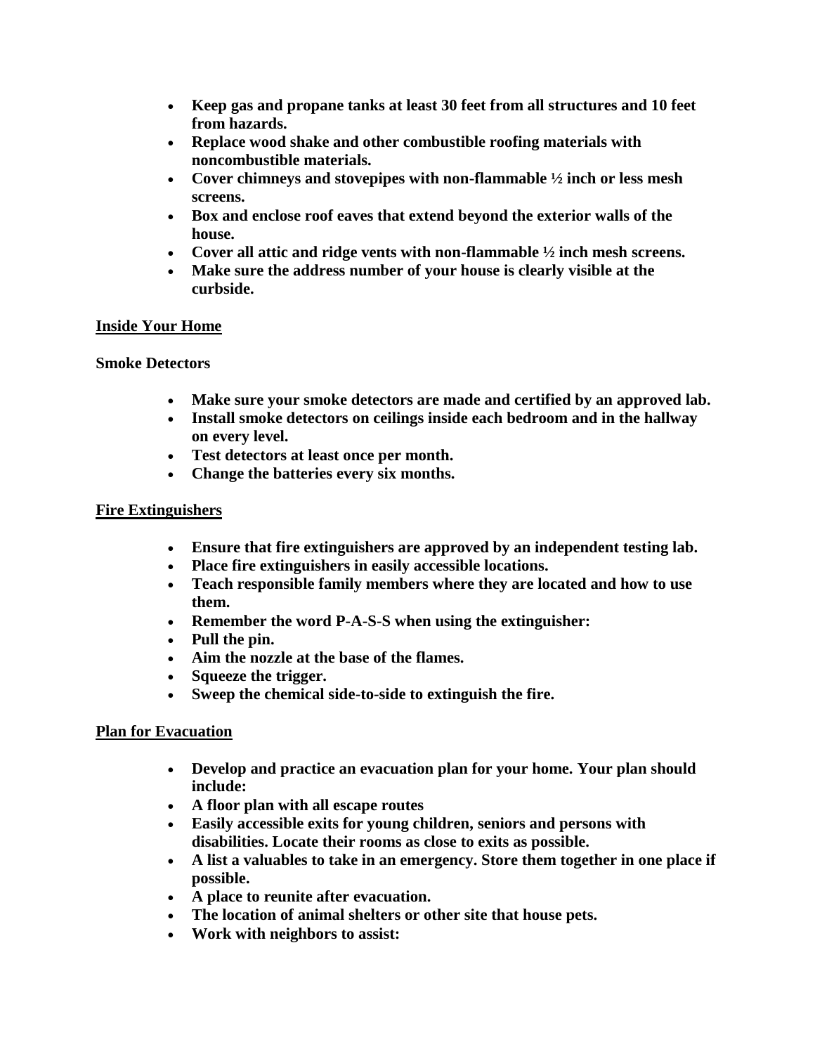- **Keep gas and propane tanks at least 30 feet from all structures and 10 feet from hazards.**
- **Replace wood shake and other combustible roofing materials with noncombustible materials.**
- **Cover chimneys and stovepipes with non-flammable ½ inch or less mesh screens.**
- **Box and enclose roof eaves that extend beyond the exterior walls of the house.**
- **Cover all attic and ridge vents with non-flammable ½ inch mesh screens.**
- **Make sure the address number of your house is clearly visible at the curbside.**

## Inside Your Home

**Smoke Detectors**

- **Make sure your smoke detectors are made and certified by an approved lab.**
- **Install smoke detectors on ceilings inside each bedroom and in the hallway on every level.**
- **Test detectors at least once per month.**
- **Change the batteries every six months.**

## Fire Extinguishers

- **Ensure that fire extinguishers are approved by an independent testing lab.**
- **Place fire extinguishers in easily accessible locations.**
- **Teach responsible family members where they are located and how to use them.**
- **Remember the word P-A-S-S when using the extinguisher:**
- **Pull the pin.**
- **Aim the nozzle at the base of the flames.**
- **Squeeze the trigger.**
- **Sweep the chemical side-to-side to extinguish the fire.**

## Plan for Evacuation

- **Develop and practice an evacuation plan for your home. Your plan should include:**
- **A floor plan with all escape routes**
- **Easily accessible exits for young children, seniors and persons with disabilities. Locate their rooms as close to exits as possible.**
- **A list a valuables to take in an emergency. Store them together in one place if possible.**
- **A place to reunite after evacuation.**
- **The location of animal shelters or other site that house pets.**
- **Work with neighbors to assist:**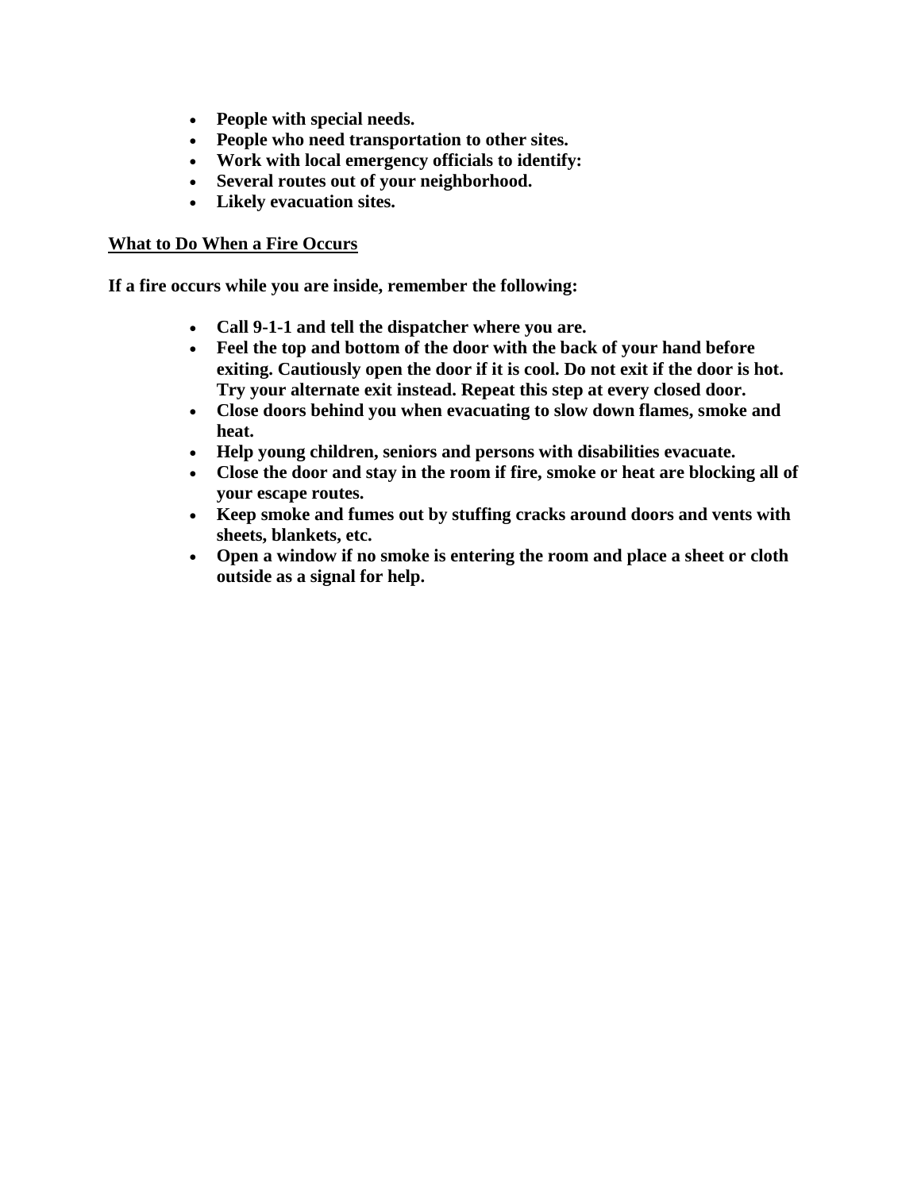- **People with special needs.**
- **People who need transportation to other sites.**
- **Work with local emergency officials to identify:**
- **Several routes out of your neighborhood.**
- **Likely evacuation sites.**

## What to Do When a Fire Occurs

**If a fire occurs while you are inside, remember the following:**

- **Call 9-1-1 and tell the dispatcher where you are.**
- **Feel the top and bottom of the door with the back of your hand before exiting. Cautiously open the door if it is cool. Do not exit if the door is hot. Try your alternate exit instead. Repeat this step at every closed door.**
- **Close doors behind you when evacuating to slow down flames, smoke and heat.**
- **Help young children, seniors and persons with disabilities evacuate.**
- **Close the door and stay in the room if fire, smoke or heat are blocking all of your escape routes.**
- **Keep smoke and fumes out by stuffing cracks around doors and vents with sheets, blankets, etc.**
- **Open a window if no smoke is entering the room and place a sheet or cloth outside as a signal for help.**